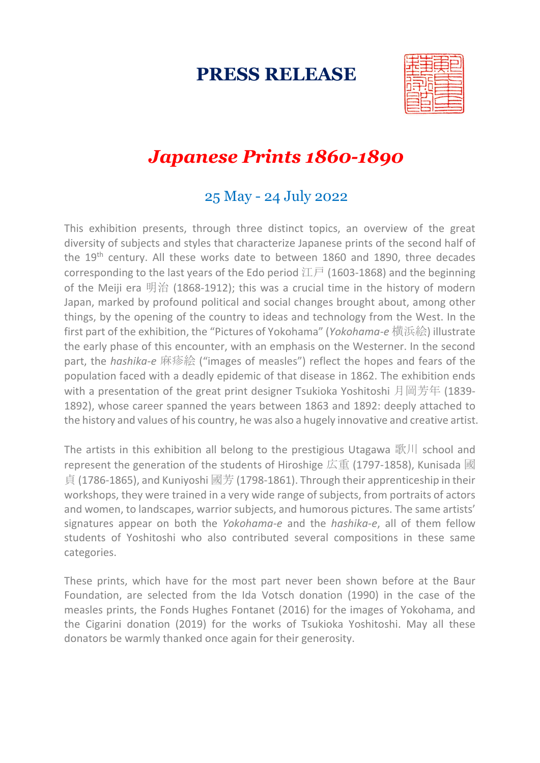# PRESS RELEASE

## *Japanese Prints 1860-1890*

### 25 May - 24 July 2022

This exhibition presents, through three distinct topics, an overview of the great diversity of subjects and styles that characterize Japanese prints of the second half of the 19th century. All these works date to between 1860 and 1890, three decades corresponding to the last years of the Edo period 江戸 (1603-1868) and the beginning of the Meiji era 明治 (1868-1912); this was a crucial time in the history of modern Japan, marked by profound political and social changes brought about, among other things, by the opening of the country to ideas and technology from the West. In the first part of the exhibition, the "Pictures of Yokohama" (*Yokohama-e* 横浜絵) illustrate the early phase of this encounter, with an emphasis on the Westerner. In the second part, the *hashika-e* 麻疹絵 ("images of measles") reflect the hopes and fears of the population faced with a deadly epidemic of that disease in 1862. The exhibition ends with a presentation of the great print designer Tsukioka Yoshitoshi 月岡芳年 (1839-1892), whose career spanned the years between 1863 and 1892: deeply attached to the history and values of his country, he was also a hugely innovative and creative artist.

The artists in this exhibition all belong to the prestigious Utagawa 歌川 school and represent the generation of the students of Hiroshige 広重 (1797-1858), Kunisada 國貞 (1786-1865), and Kuniyoshi 國芳 (1798-1861). Through their apprenticeship in their workshops, they were trained in a very wide range of subjects, from portraits of actors and women, to landscapes, warrior subjects, and humorous pictures. The same artists' signatures appear on both the *Yokohama-e* and the *hashika-e*, all of them fellow students of Yoshitoshi who also contributed several compositions in these same categories.

These prints, which have for the most part never been shown before at the Baur Foundation, are selected from the Ida Votsch donation (1990) in the case of the measles prints, the Fonds Hughes Fontanet (2016) for the images of Yokohama, and the Cigarini donation (2019) for the works of Tsukioka Yoshitoshi. May all these donators be warmly thanked once again for their generosity.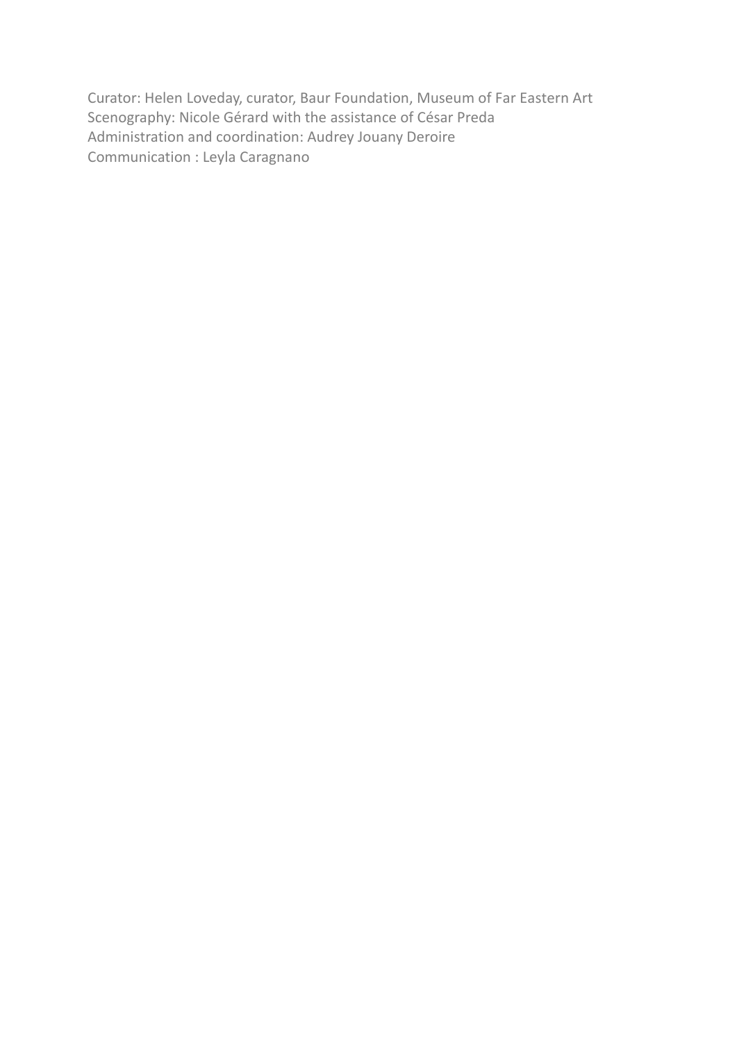Curator: Helen Loveday, curator, Baur Foundation, Museum of Far Eastern Art
Scenography: Nicole Gérard with the assistance of César Preda
Administration and coordination: Audrey Jouany Deroire
Communication : Leyla Caragnano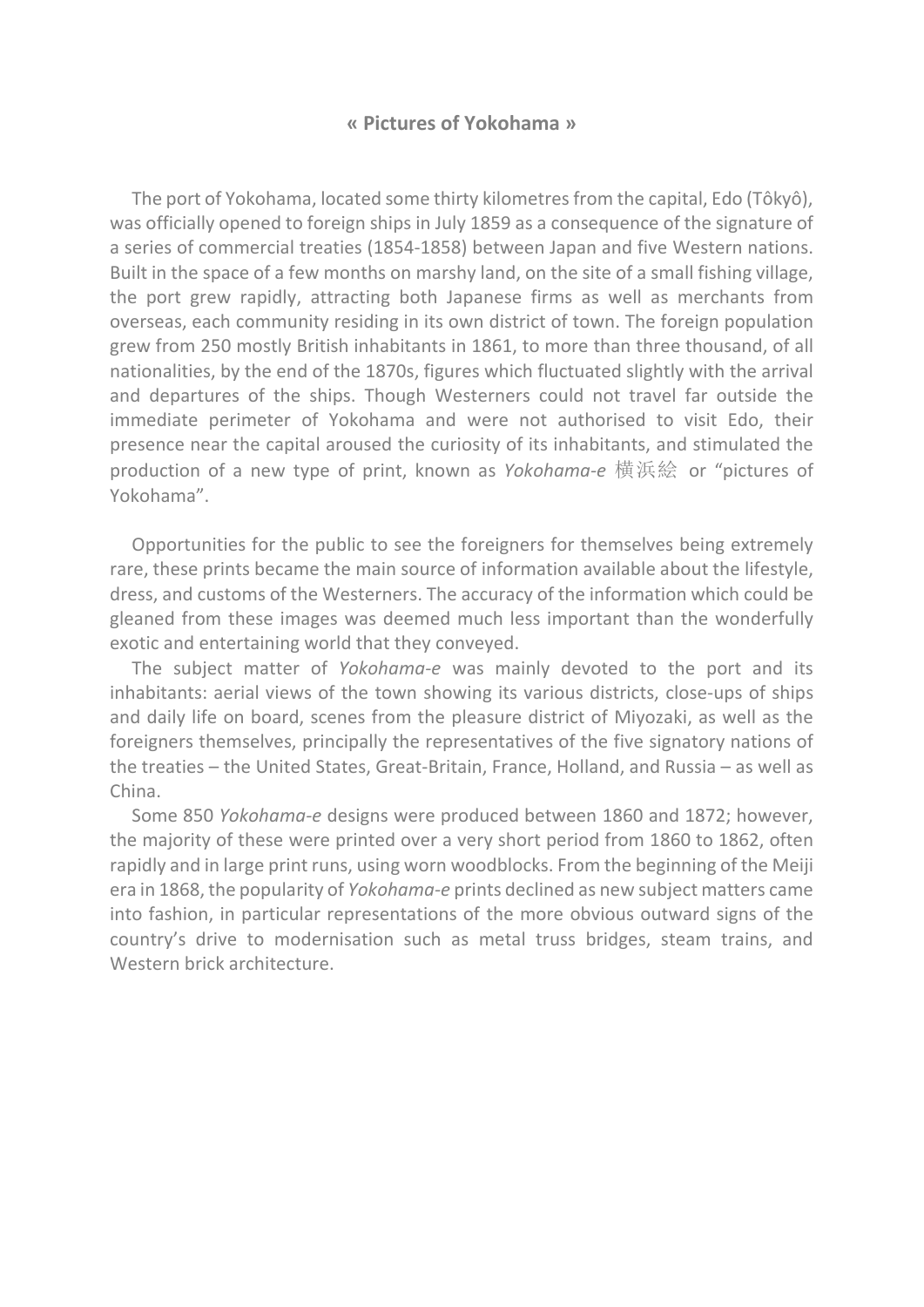## « Pictures of Yokohama »

The port of Yokohama, located some thirty kilometres from the capital, Edo (Tôkyô), was officially opened to foreign ships in July 1859 as a consequence of the signature of a series of commercial treaties (1854-1858) between Japan and five Western nations. Built in the space of a few months on marshy land, on the site of a small fishing village, the port grew rapidly, attracting both Japanese firms as well as merchants from overseas, each community residing in its own district of town. The foreign population grew from 250 mostly British inhabitants in 1861, to more than three thousand, of all nationalities, by the end of the 1870s, figures which fluctuated slightly with the arrival and departures of the ships. Though Westerners could not travel far outside the immediate perimeter of Yokohama and were not authorised to visit Edo, their presence near the capital aroused the curiosity of its inhabitants, and stimulated the production of a new type of print, known as *Yokohama-e* 横浜絵 or "pictures of Yokohama".

Opportunities for the public to see the foreigners for themselves being extremely rare, these prints became the main source of information available about the lifestyle, dress, and customs of the Westerners. The accuracy of the information which could be gleaned from these images was deemed much less important than the wonderfully exotic and entertaining world that they conveyed.

The subject matter of *Yokohama-e* was mainly devoted to the port and its inhabitants: aerial views of the town showing its various districts, close-ups of ships and daily life on board, scenes from the pleasure district of Miyozaki, as well as the foreigners themselves, principally the representatives of the five signatory nations of the treaties – the United States, Great-Britain, France, Holland, and Russia – as well as China.

Some 850 *Yokohama-e* designs were produced between 1860 and 1872; however, the majority of these were printed over a very short period from 1860 to 1862, often rapidly and in large print runs, using worn woodblocks. From the beginning of the Meiji era in 1868, the popularity of *Yokohama-e* prints declined as new subject matters came into fashion, in particular representations of the more obvious outward signs of the country's drive to modernisation such as metal truss bridges, steam trains, and Western brick architecture.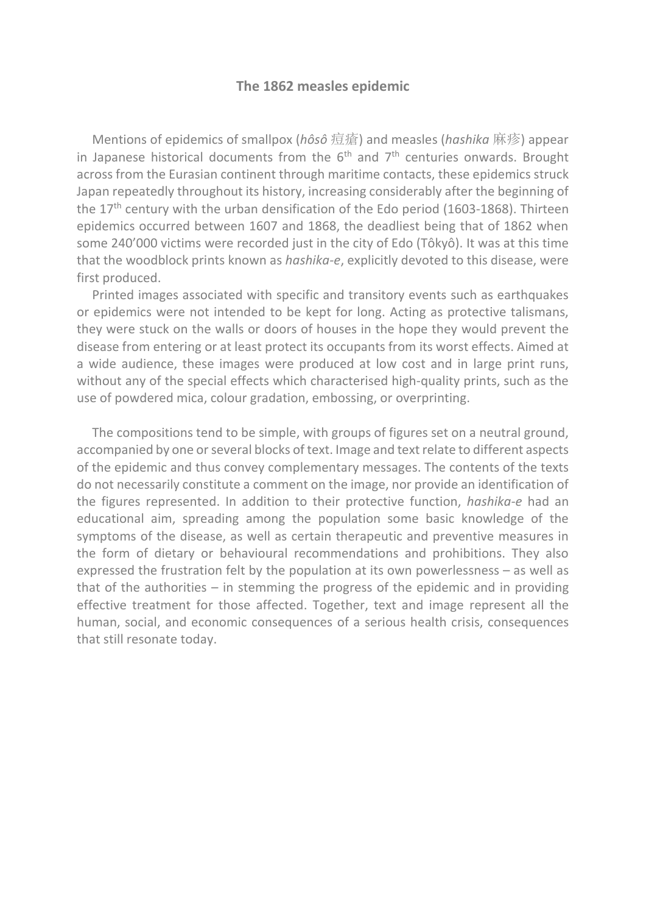## The 1862 measles epidemic

Mentions of epidemics of smallpox (*hôsô* 疱瘡) and measles (*hashika* 麻疹) appear in Japanese historical documents from the 6th and 7th centuries onwards. Brought across from the Eurasian continent through maritime contacts, these epidemics struck Japan repeatedly throughout its history, increasing considerably after the beginning of the 17th century with the urban densification of the Edo period (1603-1868). Thirteen epidemics occurred between 1607 and 1868, the deadliest being that of 1862 when some 240'000 victims were recorded just in the city of Edo (Tôkyô). It was at this time that the woodblock prints known as *hashika-e*, explicitly devoted to this disease, were first produced.

Printed images associated with specific and transitory events such as earthquakes or epidemics were not intended to be kept for long. Acting as protective talismans, they were stuck on the walls or doors of houses in the hope they would prevent the disease from entering or at least protect its occupants from its worst effects. Aimed at a wide audience, these images were produced at low cost and in large print runs, without any of the special effects which characterised high-quality prints, such as the use of powdered mica, colour gradation, embossing, or overprinting.

The compositions tend to be simple, with groups of figures set on a neutral ground, accompanied by one or several blocks of text. Image and text relate to different aspects of the epidemic and thus convey complementary messages. The contents of the texts do not necessarily constitute a comment on the image, nor provide an identification of the figures represented. In addition to their protective function, *hashika-e* had an educational aim, spreading among the population some basic knowledge of the symptoms of the disease, as well as certain therapeutic and preventive measures in the form of dietary or behavioural recommendations and prohibitions. They also expressed the frustration felt by the population at its own powerlessness – as well as that of the authorities – in stemming the progress of the epidemic and in providing effective treatment for those affected. Together, text and image represent all the human, social, and economic consequences of a serious health crisis, consequences that still resonate today.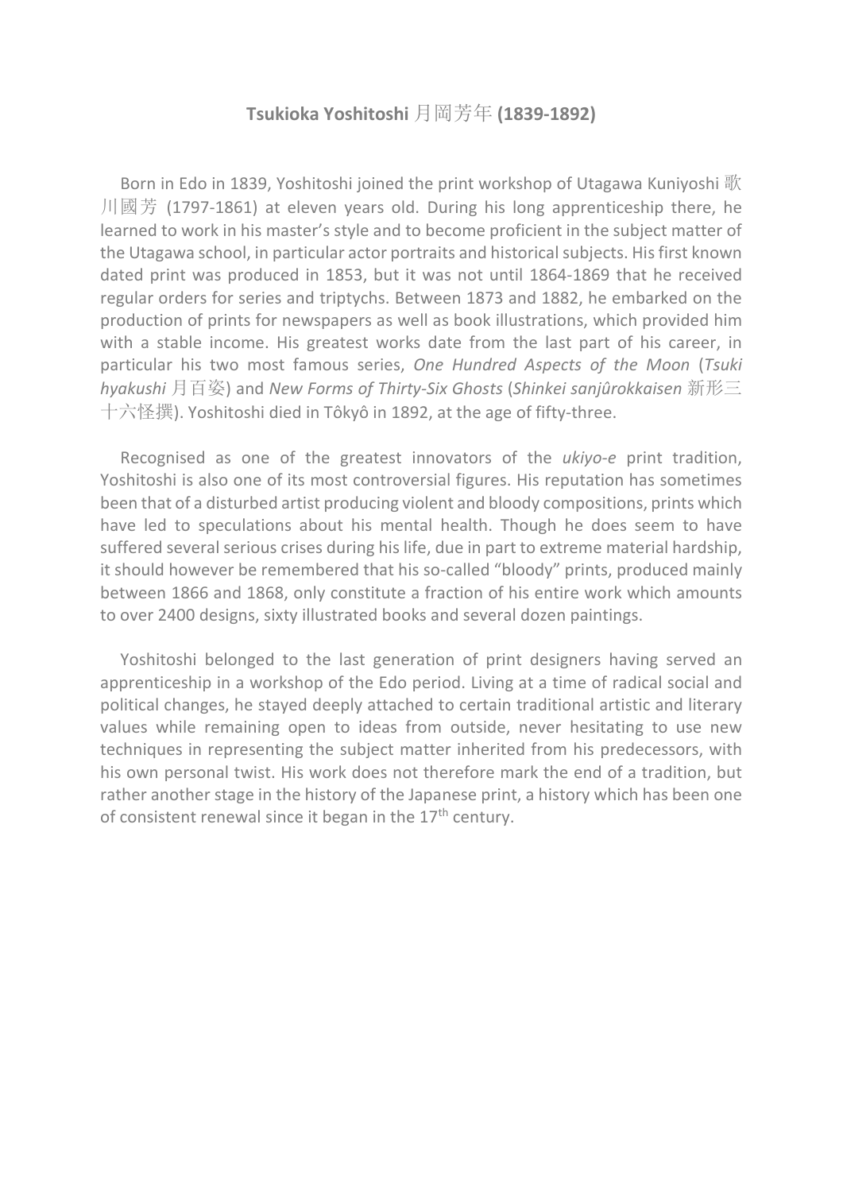# **Tsukioka Yoshitoshi 月岡芳年 (1839-1892)**

Born in Edo in 1839, Yoshitoshi joined the print workshop of Utagawa Kuniyoshi 歌川國芳 (1797-1861) at eleven years old. During his long apprenticeship there, he learned to work in his master's style and to become proficient in the subject matter of the Utagawa school, in particular actor portraits and historical subjects. His first known dated print was produced in 1853, but it was not until 1864-1869 that he received regular orders for series and triptychs. Between 1873 and 1882, he embarked on the production of prints for newspapers as well as book illustrations, which provided him with a stable income. His greatest works date from the last part of his career, in particular his two most famous series, *One Hundred Aspects of the Moon* (*Tsuki hyakushi* 月百姿) and *New Forms of Thirty-Six Ghosts* (*Shinkei sanjûrokkaisen* 新形三十六怪撰). Yoshitoshi died in Tôkyô in 1892, at the age of fifty-three.

Recognised as one of the greatest innovators of the *ukiyo-e* print tradition, Yoshitoshi is also one of its most controversial figures. His reputation has sometimes been that of a disturbed artist producing violent and bloody compositions, prints which have led to speculations about his mental health. Though he does seem to have suffered several serious crises during his life, due in part to extreme material hardship, it should however be remembered that his so-called "bloody" prints, produced mainly between 1866 and 1868, only constitute a fraction of his entire work which amounts to over 2400 designs, sixty illustrated books and several dozen paintings.

Yoshitoshi belonged to the last generation of print designers having served an apprenticeship in a workshop of the Edo period. Living at a time of radical social and political changes, he stayed deeply attached to certain traditional artistic and literary values while remaining open to ideas from outside, never hesitating to use new techniques in representing the subject matter inherited from his predecessors, with his own personal twist. His work does not therefore mark the end of a tradition, but rather another stage in the history of the Japanese print, a history which has been one of consistent renewal since it began in the 17th century.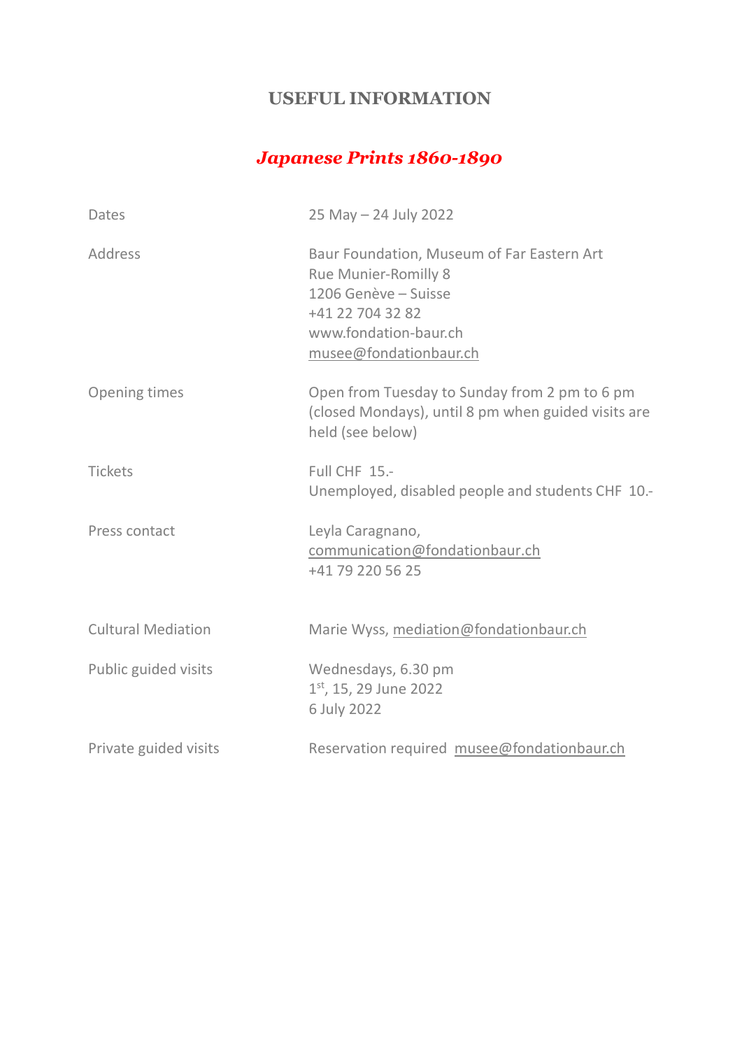# USEFUL INFORMATION

## *Japanese Prints 1860-1890*

| | |
|---|---|
| Dates | 25 May – 24 July 2022 |
| Address | Baur Foundation, Museum of Far Eastern Art<br>Rue Munier-Romilly 8<br>1206 Genève – Suisse<br>+41 22 704 32 82<br>www.fondation-baur.ch<br>musee@fondationbaur.ch |
| Opening times | Open from Tuesday to Sunday from 2 pm to 6 pm (closed Mondays), until 8 pm when guided visits are held (see below) |
| Tickets | Full CHF 15.-<br>Unemployed, disabled people and students CHF 10.- |
| Press contact | Leyla Caragnano,<br>communication@fondationbaur.ch<br>+41 79 220 56 25 |
| Cultural Mediation | Marie Wyss, mediation@fondationbaur.ch |
| Public guided visits | Wednesdays, 6.30 pm<br>1st, 15, 29 June 2022<br>6 July 2022 |
| Private guided visits | Reservation required musee@fondationbaur.ch |